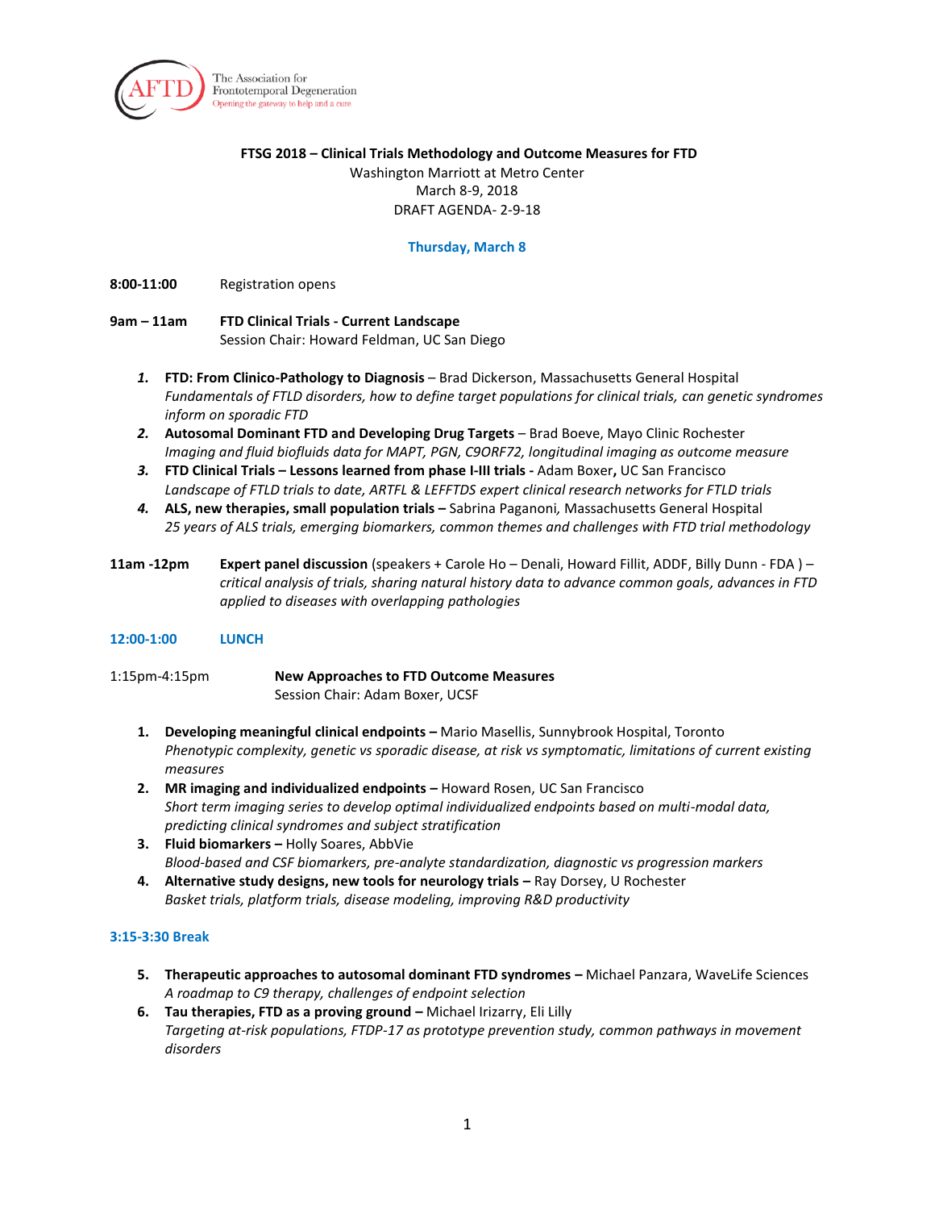The Association for Frontotemporal Degeneration
Opening the gateway to help and a cure

**FTSG 2018 – Clinical Trials Methodology and Outcome Measures for FTD**
Washington Marriott at Metro Center
March 8-9, 2018
DRAFT AGENDA- 2-9-18

## Thursday, March 8

**8:00-11:00** Registration opens

**9am – 11am** **FTD Clinical Trials - Current Landscape**
Session Chair: Howard Feldman, UC San Diego

1. **FTD: From Clinico-Pathology to Diagnosis** – Brad Dickerson, Massachusetts General Hospital
   *Fundamentals of FTLD disorders, how to define target populations for clinical trials, can genetic syndromes inform on sporadic FTD*
2. **Autosomal Dominant FTD and Developing Drug Targets** – Brad Boeve, Mayo Clinic Rochester
   *Imaging and fluid biofluids data for MAPT, PGN, C9ORF72, longitudinal imaging as outcome measure*
3. **FTD Clinical Trials – Lessons learned from phase I-III trials -** Adam Boxer**,** UC San Francisco
   *Landscape of FTLD trials to date, ARTFL & LEFFTDS expert clinical research networks for FTLD trials*
4. **ALS, new therapies, small population trials –** Sabrina Paganoni*,* Massachusetts General Hospital
   *25 years of ALS trials, emerging biomarkers, common themes and challenges with FTD trial methodology*

**11am -12pm** **Expert panel discussion** (speakers + Carole Ho – Denali, Howard Fillit, ADDF, Billy Dunn - FDA ) – *critical analysis of trials, sharing natural history data to advance common goals, advances in FTD applied to diseases with overlapping pathologies*

**12:00-1:00** **LUNCH**

1:15pm-4:15pm **New Approaches to FTD Outcome Measures**
Session Chair: Adam Boxer, UCSF

1. **Developing meaningful clinical endpoints –** Mario Masellis, Sunnybrook Hospital, Toronto
   *Phenotypic complexity, genetic vs sporadic disease, at risk vs symptomatic, limitations of current existing measures*
2. **MR imaging and individualized endpoints –** Howard Rosen, UC San Francisco
   *Short term imaging series to develop optimal individualized endpoints based on multi-modal data, predicting clinical syndromes and subject stratification*
3. **Fluid biomarkers –** Holly Soares, AbbVie
   *Blood-based and CSF biomarkers, pre-analyte standardization, diagnostic vs progression markers*
4. **Alternative study designs, new tools for neurology trials –** Ray Dorsey, U Rochester
   *Basket trials, platform trials, disease modeling, improving R&D productivity*

**3:15-3:30 Break**

5. **Therapeutic approaches to autosomal dominant FTD syndromes –** Michael Panzara, WaveLife Sciences
   *A roadmap to C9 therapy, challenges of endpoint selection*
6. **Tau therapies, FTD as a proving ground –** Michael Irizarry, Eli Lilly
   *Targeting at-risk populations, FTDP-17 as prototype prevention study, common pathways in movement disorders*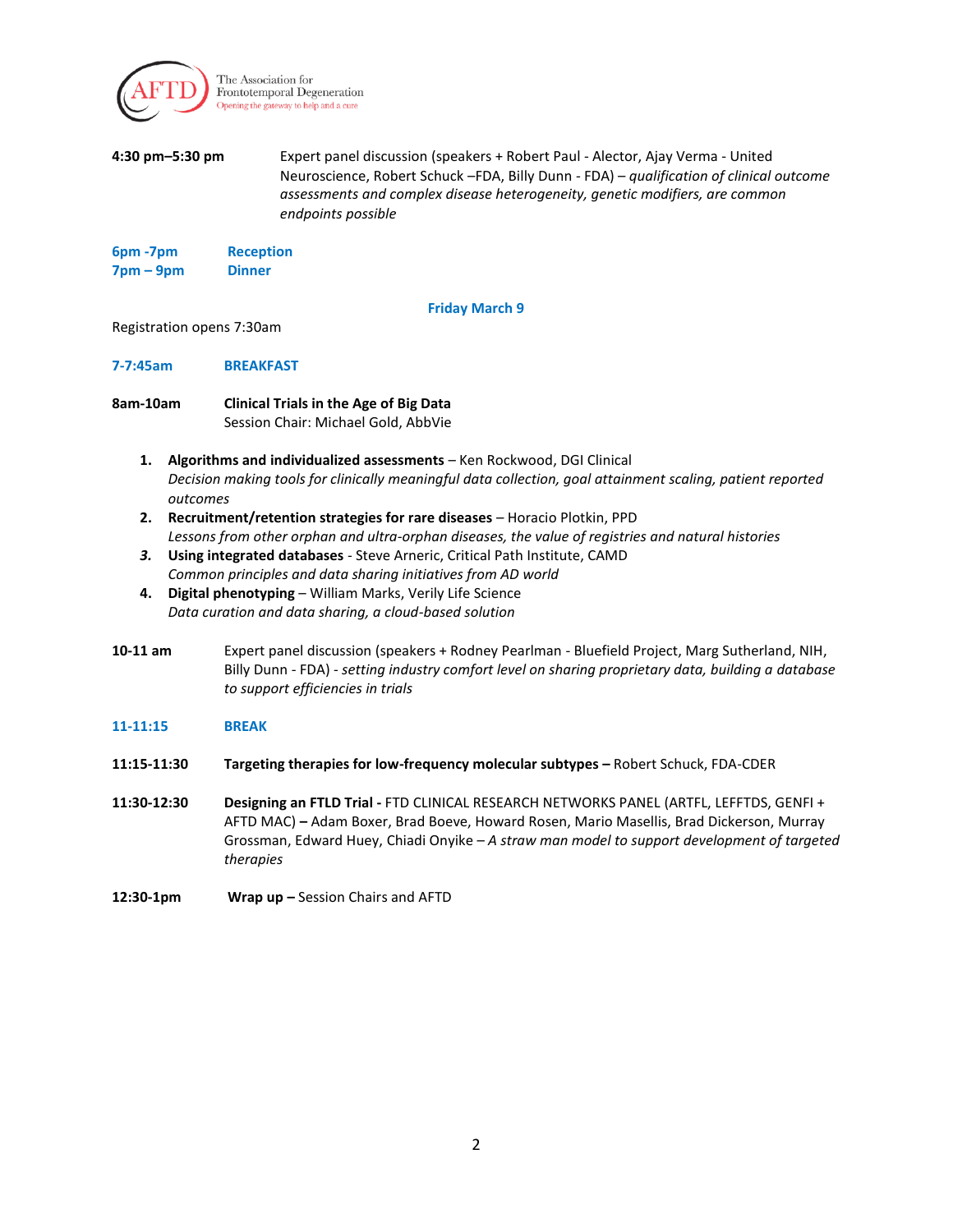**4:30 pm–5:30 pm** Expert panel discussion (speakers + Robert Paul - Alector, Ajay Verma - United Neuroscience, Robert Schuck –FDA, Billy Dunn - FDA) – *qualification of clinical outcome assessments and complex disease heterogeneity, genetic modifiers, are common endpoints possible*

**6pm -7pm Reception**
**7pm – 9pm Dinner**

## Friday March 9

Registration opens 7:30am

**7-7:45am BREAKFAST**

**8am-10am Clinical Trials in the Age of Big Data**
Session Chair: Michael Gold, AbbVie

1. **Algorithms and individualized assessments** – Ken Rockwood, DGI Clinical
   *Decision making tools for clinically meaningful data collection, goal attainment scaling, patient reported outcomes*
2. **Recruitment/retention strategies for rare diseases** – Horacio Plotkin, PPD
   *Lessons from other orphan and ultra-orphan diseases, the value of registries and natural histories*
3. **Using integrated databases** - Steve Arneric, Critical Path Institute, CAMD
   *Common principles and data sharing initiatives from AD world*
4. **Digital phenotyping** – William Marks, Verily Life Science
   *Data curation and data sharing, a cloud-based solution*

**10-11 am** Expert panel discussion (speakers + Rodney Pearlman - Bluefield Project, Marg Sutherland, NIH, Billy Dunn - FDA) - *setting industry comfort level on sharing proprietary data, building a database to support efficiencies in trials*

**11-11:15 BREAK**

**11:15-11:30 Targeting therapies for low-frequency molecular subtypes –** Robert Schuck, FDA-CDER

**11:30-12:30 Designing an FTLD Trial -** FTD CLINICAL RESEARCH NETWORKS PANEL (ARTFL, LEFFTDS, GENFI + AFTD MAC) **–** Adam Boxer, Brad Boeve, Howard Rosen, Mario Masellis, Brad Dickerson, Murray Grossman, Edward Huey, Chiadi Onyike – *A straw man model to support development of targeted therapies*

**12:30-1pm Wrap up –** Session Chairs and AFTD